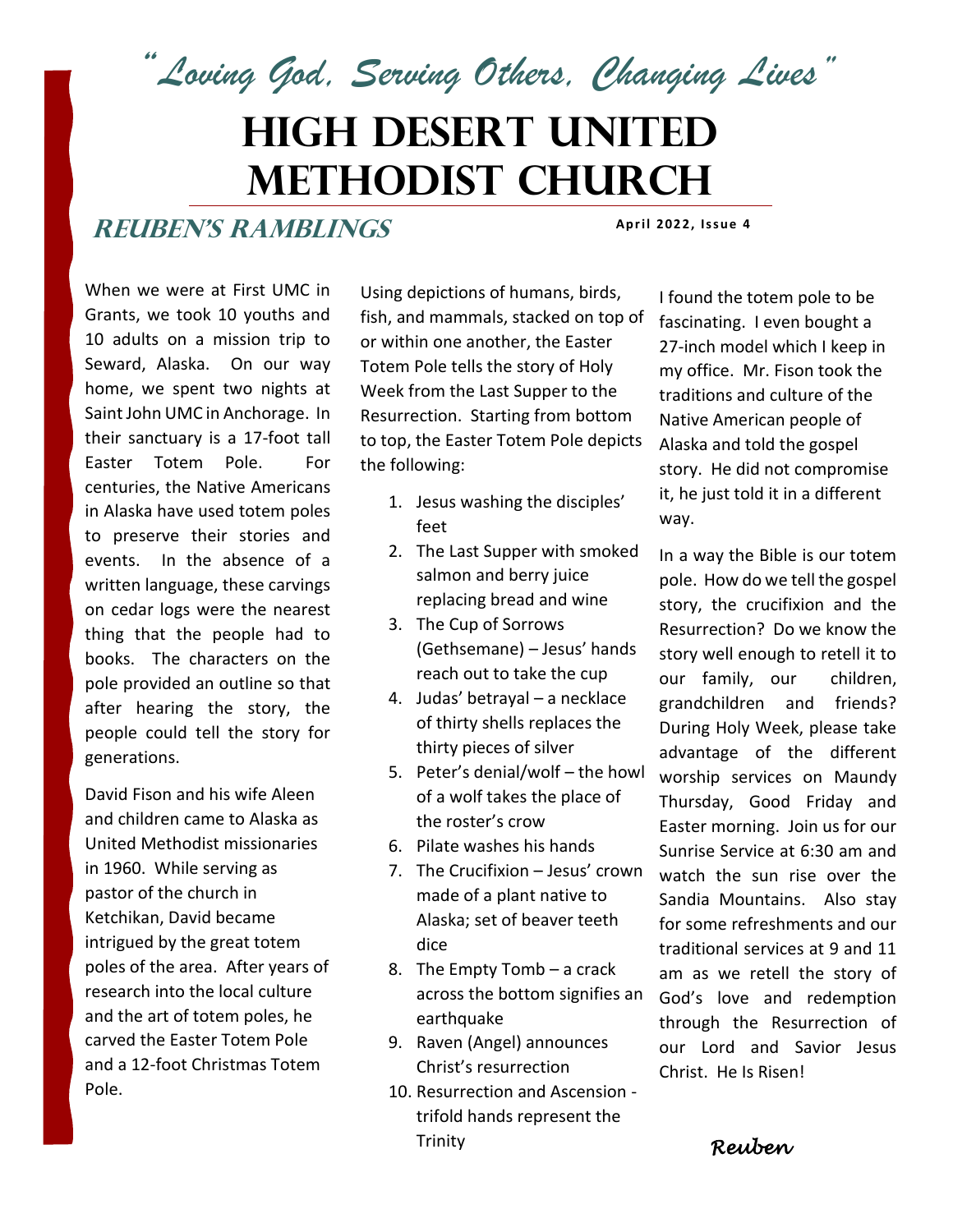*"Loving God, Serving Others, Changing Lives"*

# HIGH DESERT UNITED METHODIST CHURCH

## REUBEN'S RAMBLINGS

**April 2022, Issue 4**

When we were at First UMC in Grants, we took 10 youths and 10 adults on a mission trip to Seward, Alaska. On our way home, we spent two nights at Saint John UMC in Anchorage. In their sanctuary is a 17-foot tall Easter Totem Pole. For centuries, the Native Americans in Alaska have used totem poles to preserve their stories and events. In the absence of a written language, these carvings on cedar logs were the nearest thing that the people had to books. The characters on the pole provided an outline so that after hearing the story, the people could tell the story for generations.

David Fison and his wife Aleen and children came to Alaska as United Methodist missionaries in 1960. While serving as pastor of the church in Ketchikan, David became intrigued by the great totem poles of the area. After years of research into the local culture and the art of totem poles, he carved the Easter Totem Pole and a 12-foot Christmas Totem Pole.

Using depictions of humans, birds, fish, and mammals, stacked on top of or within one another, the Easter Totem Pole tells the story of Holy Week from the Last Supper to the Resurrection. Starting from bottom to top, the Easter Totem Pole depicts the following:

1. Jesus washing the disciples' feet
2. The Last Supper with smoked salmon and berry juice replacing bread and wine
3. The Cup of Sorrows (Gethsemane) – Jesus' hands reach out to take the cup
4. Judas' betrayal – a necklace of thirty shells replaces the thirty pieces of silver
5. Peter's denial/wolf – the howl of a wolf takes the place of the roster's crow
6. Pilate washes his hands
7. The Crucifixion – Jesus' crown made of a plant native to Alaska; set of beaver teeth dice
8. The Empty Tomb – a crack across the bottom signifies an earthquake
9. Raven (Angel) announces Christ's resurrection
10. Resurrection and Ascension - trifold hands represent the Trinity

I found the totem pole to be fascinating. I even bought a 27-inch model which I keep in my office. Mr. Fison took the traditions and culture of the Native American people of Alaska and told the gospel story. He did not compromise it, he just told it in a different way.

In a way the Bible is our totem pole. How do we tell the gospel story, the crucifixion and the Resurrection? Do we know the story well enough to retell it to our family, our children, grandchildren and friends? During Holy Week, please take advantage of the different worship services on Maundy Thursday, Good Friday and Easter morning. Join us for our Sunrise Service at 6:30 am and watch the sun rise over the Sandia Mountains. Also stay for some refreshments and our traditional services at 9 and 11 am as we retell the story of God's love and redemption through the Resurrection of our Lord and Savior Jesus Christ. He Is Risen!

*Reuben*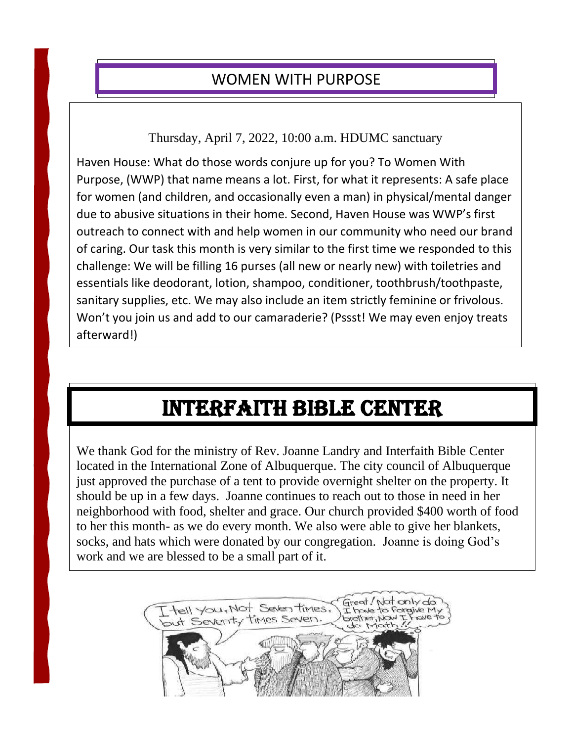## WOMEN WITH PURPOSE

Thursday, April 7, 2022, 10:00 a.m. HDUMC sanctuary

Haven House: What do those words conjure up for you? To Women With Purpose, (WWP) that name means a lot. First, for what it represents: A safe place for women (and children, and occasionally even a man) in physical/mental danger due to abusive situations in their home. Second, Haven House was WWP's first outreach to connect with and help women in our community who need our brand of caring. Our task this month is very similar to the first time we responded to this challenge: We will be filling 16 purses (all new or nearly new) with toiletries and essentials like deodorant, lotion, shampoo, conditioner, toothbrush/toothpaste, sanitary supplies, etc. We may also include an item strictly feminine or frivolous. Won't you join us and add to our camaraderie? (Pssst! We may even enjoy treats afterward!)

## INTERFAITH BIBLE CENTER

We thank God for the ministry of Rev. Joanne Landry and Interfaith Bible Center located in the International Zone of Albuquerque. The city council of Albuquerque just approved the purchase of a tent to provide overnight shelter on the property. It should be up in a few days. Joanne continues to reach out to those in need in her neighborhood with food, shelter and grace. Our church provided $400 worth of food to her this month- as we do every month. We also were able to give her blankets, socks, and hats which were donated by our congregation. Joanne is doing God's work and we are blessed to be a small part of it.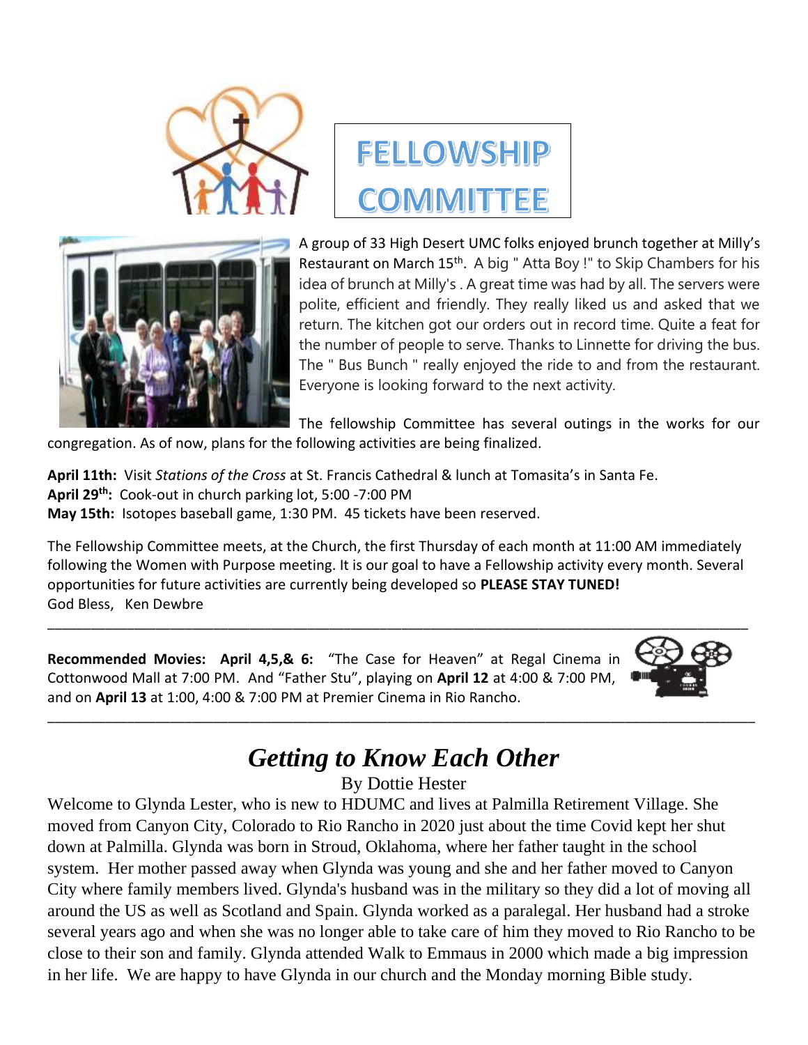# FELLOWSHIP COMMITTEE

A group of 33 High Desert UMC folks enjoyed brunch together at Milly's Restaurant on March 15th. A big " Atta Boy !" to Skip Chambers for his idea of brunch at Milly's . A great time was had by all. The servers were polite, efficient and friendly. They really liked us and asked that we return. The kitchen got our orders out in record time. Quite a feat for the number of people to serve. Thanks to Linnette for driving the bus. The " Bus Bunch " really enjoyed the ride to and from the restaurant. Everyone is looking forward to the next activity.

The fellowship Committee has several outings in the works for our congregation. As of now, plans for the following activities are being finalized.

**April 11th:** Visit *Stations of the Cross* at St. Francis Cathedral & lunch at Tomasita's in Santa Fe.
**April 29th:** Cook-out in church parking lot, 5:00 -7:00 PM
**May 15th:** Isotopes baseball game, 1:30 PM. 45 tickets have been reserved.

The Fellowship Committee meets, at the Church, the first Thursday of each month at 11:00 AM immediately following the Women with Purpose meeting. It is our goal to have a Fellowship activity every month. Several opportunities for future activities are currently being developed so **PLEASE STAY TUNED!**
God Bless, Ken Dewbre

---

**Recommended Movies: April 4,5,& 6:** "The Case for Heaven" at Regal Cinema in Cottonwood Mall at 7:00 PM. And "Father Stu", playing on **April 12** at 4:00 & 7:00 PM, and on **April 13** at 1:00, 4:00 & 7:00 PM at Premier Cinema in Rio Rancho.

---

## *Getting to Know Each Other*

By Dottie Hester

Welcome to Glynda Lester, who is new to HDUMC and lives at Palmilla Retirement Village. She moved from Canyon City, Colorado to Rio Rancho in 2020 just about the time Covid kept her shut down at Palmilla. Glynda was born in Stroud, Oklahoma, where her father taught in the school system. Her mother passed away when Glynda was young and she and her father moved to Canyon City where family members lived. Glynda's husband was in the military so they did a lot of moving all around the US as well as Scotland and Spain. Glynda worked as a paralegal. Her husband had a stroke several years ago and when she was no longer able to take care of him they moved to Rio Rancho to be close to their son and family. Glynda attended Walk to Emmaus in 2000 which made a big impression in her life. We are happy to have Glynda in our church and the Monday morning Bible study.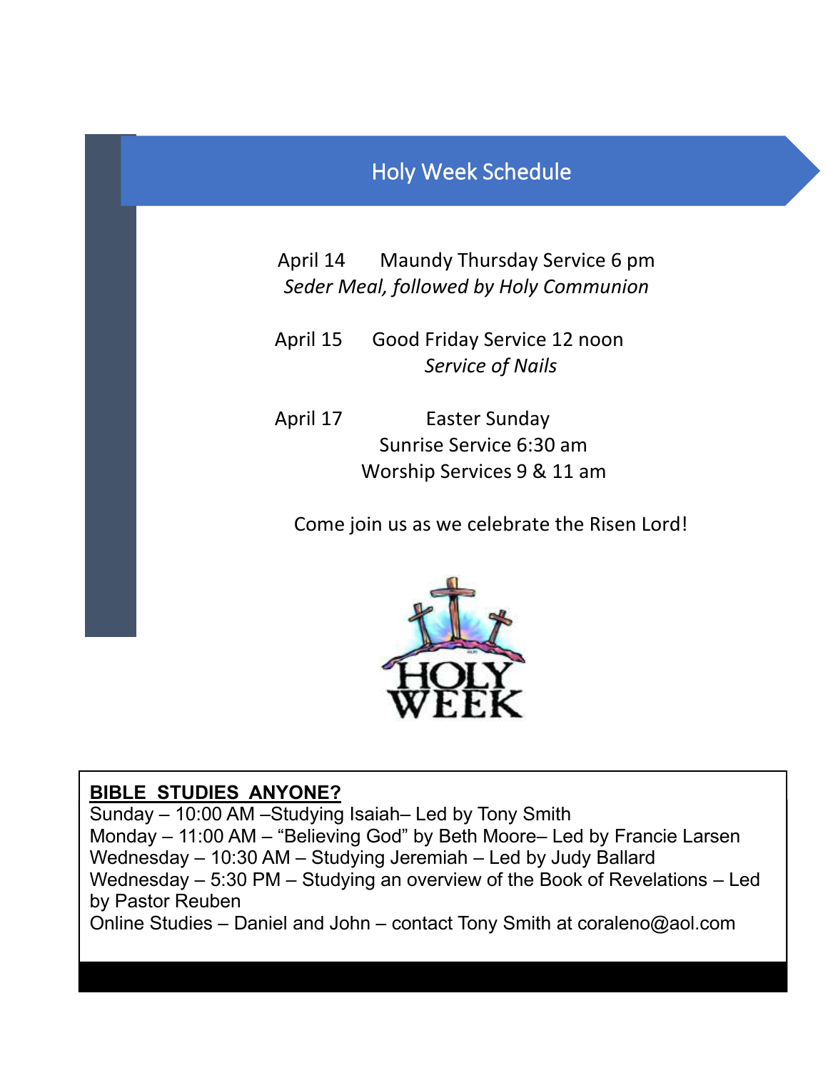## Holy Week Schedule

April 14 Maundy Thursday Service 6 pm
*Seder Meal, followed by Holy Communion*

April 15 Good Friday Service 12 noon
*Service of Nails*

April 17 Easter Sunday
Sunrise Service 6:30 am
Worship Services 9 & 11 am

Come join us as we celebrate the Risen Lord!

HOLY WEEK

**BIBLE STUDIES ANYONE?**

Sunday – 10:00 AM –Studying Isaiah– Led by Tony Smith
Monday – 11:00 AM – "Believing God" by Beth Moore– Led by Francie Larsen
Wednesday – 10:30 AM – Studying Jeremiah – Led by Judy Ballard
Wednesday – 5:30 PM – Studying an overview of the Book of Revelations – Led by Pastor Reuben
Online Studies – Daniel and John – contact Tony Smith at coraleno@aol.com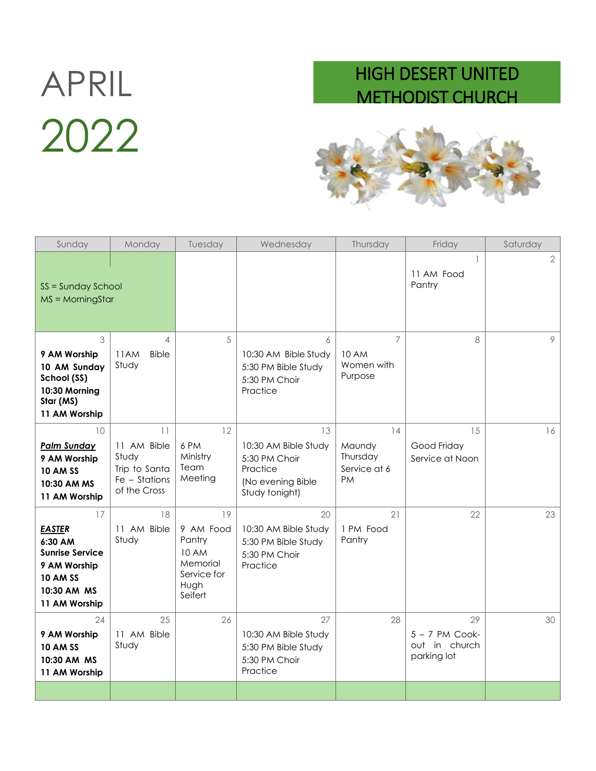# APRIL 2022

## HIGH DESERT UNITED METHODIST CHURCH

| Sunday | Monday | Tuesday | Wednesday | Thursday | Friday | Saturday |
|---|---|---|---|---|---|---|
| SS = Sunday School<br>MS = MorningStar | | | | | 1<br>11 AM Food Pantry | 2 |
| 3<br>**9 AM Worship**<br>**10 AM Sunday School (SS)**<br>**10:30 Morning Star (MS)**<br>**11 AM Worship** | 4<br>11AM Bible Study | 5 | 6<br>10:30 AM Bible Study<br>5:30 PM Bible Study<br>5:30 PM Choir Practice | 7<br>10 AM Women with Purpose | 8 | 9 |
| 10<br>***<u>Palm Sunday</u>***<br>**9 AM Worship**<br>**10 AM SS**<br>**10:30 AM MS**<br>**11 AM Worship** | 11<br>11 AM Bible Study<br>Trip to Santa Fe – Stations of the Cross | 12<br>6 PM Ministry Team Meeting | 13<br>10:30 AM Bible Study<br>5:30 PM Choir Practice<br>(No evening Bible Study tonight) | 14<br>Maundy Thursday Service at 6 PM | 15<br>Good Friday Service at Noon | 16 |
| 17<br>***<u>EASTER</u>***<br>**6:30 AM Sunrise Service**<br>**9 AM Worship**<br>**10 AM SS**<br>**10:30 AM MS**<br>**11 AM Worship** | 18<br>11 AM Bible Study | 19<br>9 AM Food Pantry<br>10 AM Memorial Service for Hugh Seifert | 20<br>10:30 AM Bible Study<br>5:30 PM Bible Study<br>5:30 PM Choir Practice | 21<br>1 PM Food Pantry | 22 | 23 |
| 24<br>**9 AM Worship**<br>**10 AM SS**<br>**10:30 AM MS**<br>**11 AM Worship** | 25<br>11 AM Bible Study | 26 | 27<br>10:30 AM Bible Study<br>5:30 PM Bible Study<br>5:30 PM Choir Practice | 28 | 29<br>5 – 7 PM Cook-out in church parking lot | 30 |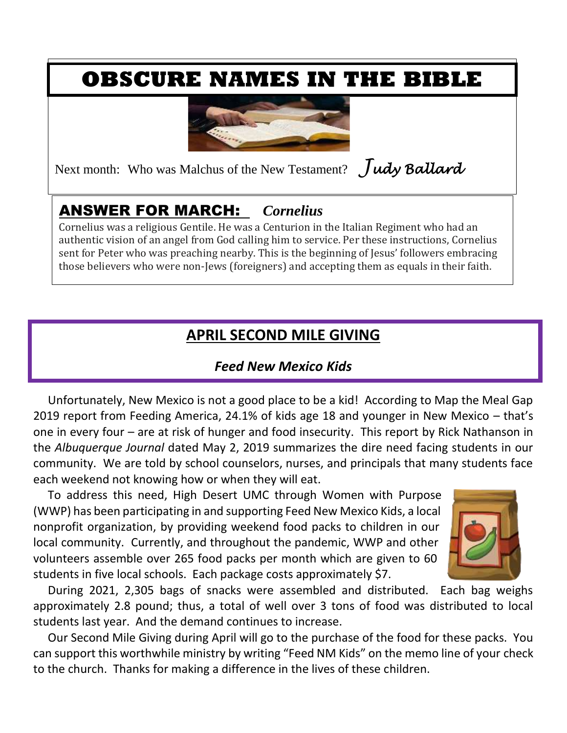# OBSCURE NAMES IN THE BIBLE

Next month: Who was Malchus of the New Testament? *Judy Ballard*

## ANSWER FOR MARCH: *Cornelius*

Cornelius was a religious Gentile. He was a Centurion in the Italian Regiment who had an authentic vision of an angel from God calling him to service. Per these instructions, Cornelius sent for Peter who was preaching nearby. This is the beginning of Jesus' followers embracing those believers who were non-Jews (foreigners) and accepting them as equals in their faith.

## APRIL SECOND MILE GIVING

### *Feed New Mexico Kids*

Unfortunately, New Mexico is not a good place to be a kid! According to Map the Meal Gap 2019 report from Feeding America, 24.1% of kids age 18 and younger in New Mexico – that's one in every four – are at risk of hunger and food insecurity. This report by Rick Nathanson in the *Albuquerque Journal* dated May 2, 2019 summarizes the dire need facing students in our community. We are told by school counselors, nurses, and principals that many students face each weekend not knowing how or when they will eat.

To address this need, High Desert UMC through Women with Purpose (WWP) has been participating in and supporting Feed New Mexico Kids, a local nonprofit organization, by providing weekend food packs to children in our local community. Currently, and throughout the pandemic, WWP and other volunteers assemble over 265 food packs per month which are given to 60 students in five local schools. Each package costs approximately $7.

During 2021, 2,305 bags of snacks were assembled and distributed. Each bag weighs approximately 2.8 pound; thus, a total of well over 3 tons of food was distributed to local students last year. And the demand continues to increase.

Our Second Mile Giving during April will go to the purchase of the food for these packs. You can support this worthwhile ministry by writing "Feed NM Kids" on the memo line of your check to the church. Thanks for making a difference in the lives of these children.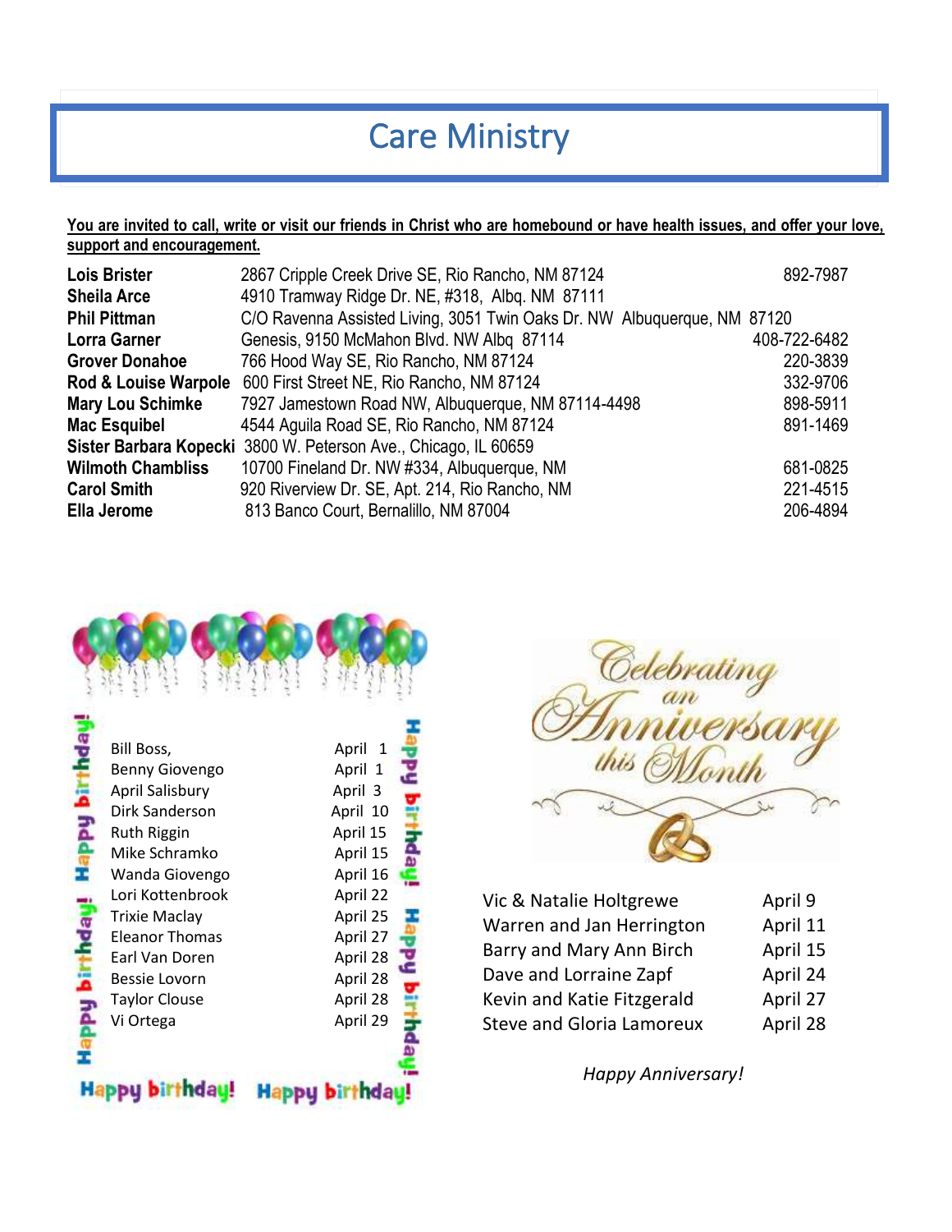# CareMinistry

**You are invited to call, write or visit our friends in Christ who are homebound or have health issues, and offer your love, support and encouragement.**

| Name | Address | Phone |
|---|---|---|
| **Lois Brister** | 2867 Cripple Creek Drive SE, Rio Rancho, NM 87124 | 892-7987 |
| **Sheila Arce** | 4910 Tramway Ridge Dr. NE, #318, Albq. NM 87111 | |
| **Phil Pittman** | C/O Ravenna Assisted Living, 3051 Twin Oaks Dr. NW Albuquerque, NM 87120 | |
| **Lorra Garner** | Genesis, 9150 McMahon Blvd. NW Albq 87114 | 408-722-6482 |
| **Grover Donahoe** | 766 Hood Way SE, Rio Rancho, NM 87124 | 220-3839 |
| **Rod & Louise Warpole** | 600 First Street NE, Rio Rancho, NM 87124 | 332-9706 |
| **Mary Lou Schimke** | 7927 Jamestown Road NW, Albuquerque, NM 87114-4498 | 898-5911 |
| **Mac Esquibel** | 4544 Aguila Road SE, Rio Rancho, NM 87124 | 891-1469 |
| **Sister Barbara Kopecki** | 3800 W. Peterson Ave., Chicago, IL 60659 | |
| **Wilmoth Chambliss** | 10700 Fineland Dr. NW #334, Albuquerque, NM | 681-0825 |
| **Carol Smith** | 920 Riverview Dr. SE, Apt. 214, Rio Rancho, NM | 221-4515 |
| **Ella Jerome** | 813 Banco Court, Bernalillo, NM 87004 | 206-4894 |

## Happy birthday!

| Name | Date |
|---|---|
| Bill Boss, | April 1 |
| Benny Giovengo | April 1 |
| April Salisbury | April 3 |
| Dirk Sanderson | April 10 |
| Ruth Riggin | April 15 |
| Mike Schramko | April 15 |
| Wanda Giovengo | April 16 |
| Lori Kottenbrook | April 22 |
| Trixie Maclay | April 25 |
| Eleanor Thomas | April 27 |
| Earl Van Doren | April 28 |
| Bessie Lovorn | April 28 |
| Taylor Clouse | April 28 |
| Vi Ortega | April 29 |

## Celebrating an Anniversary this Month

| Names | Date |
|---|---|
| Vic & Natalie Holtgrewe | April 9 |
| Warren and Jan Herrington | April 11 |
| Barry and Mary Ann Birch | April 15 |
| Dave and Lorraine Zapf | April 24 |
| Kevin and Katie Fitzgerald | April 27 |
| Steve and Gloria Lamoreux | April 28 |

*Happy Anniversary!*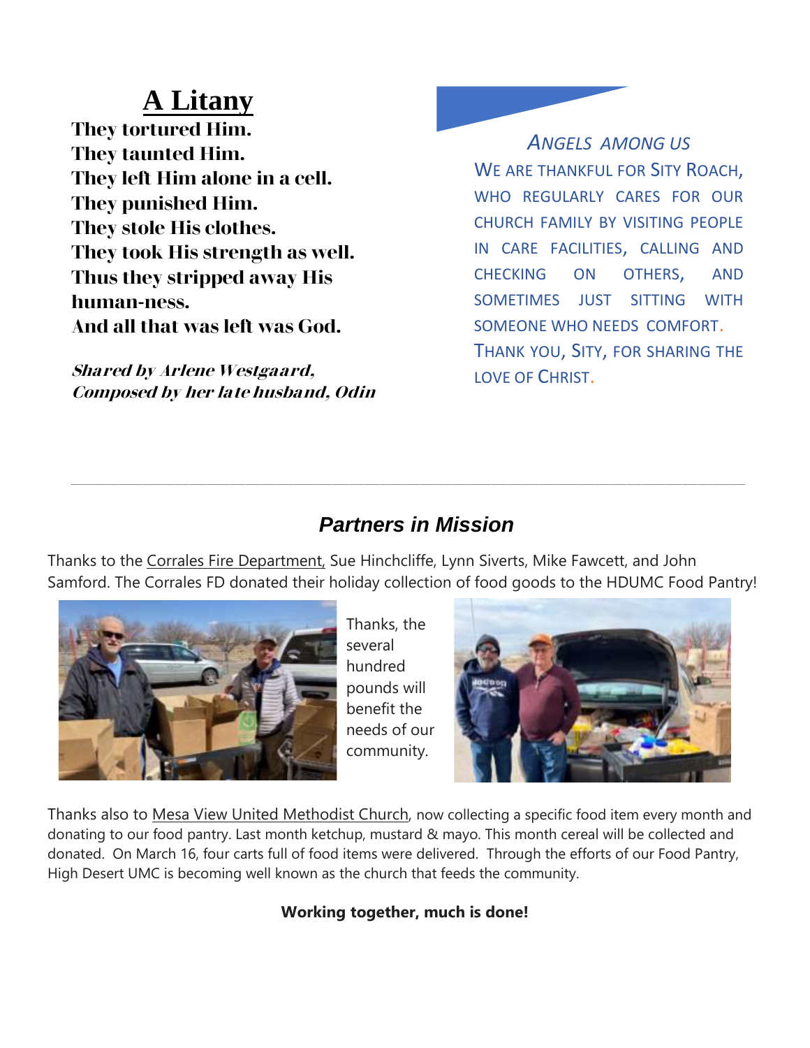# A Litany

**They tortured Him.**
**They taunted Him.**
**They left Him alone in a cell.**
**They punished Him.**
**They stole His clothes.**
**They took His strength as well.**
**Thus they stripped away His human-ness.**
**And all that was left was God.**

***Shared by Arlene Westgaard,***
***Composed by her late husband, Odin***

*ANGELS AMONG US*

WE ARE THANKFUL FOR SITY ROACH, WHO REGULARLY CARES FOR OUR CHURCH FAMILY BY VISITING PEOPLE IN CARE FACILITIES, CALLING AND CHECKING ON OTHERS, AND SOMETIMES JUST SITTING WITH SOMEONE WHO NEEDS COMFORT. THANK YOU, SITY, FOR SHARING THE LOVE OF CHRIST.

---

## *Partners in Mission*

Thanks to the Corrales Fire Department, Sue Hinchcliffe, Lynn Siverts, Mike Fawcett, and John Samford. The Corrales FD donated their holiday collection of food goods to the HDUMC Food Pantry!

Thanks, the several hundred pounds will benefit the needs of our community.

Thanks also to Mesa View United Methodist Church, now collecting a specific food item every month and donating to our food pantry. Last month ketchup, mustard & mayo. This month cereal will be collected and donated. On March 16, four carts full of food items were delivered. Through the efforts of our Food Pantry, High Desert UMC is becoming well known as the church that feeds the community.

**Working together, much is done!**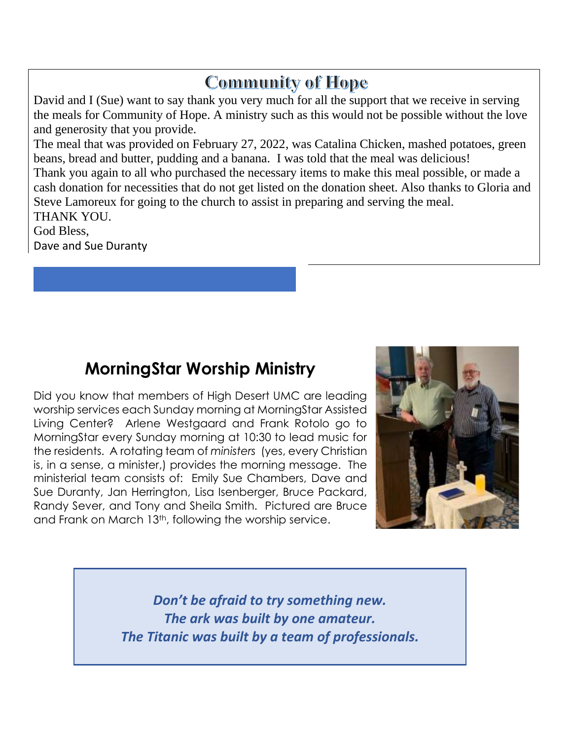## Community of Hope

David and I (Sue) want to say thank you very much for all the support that we receive in serving the meals for Community of Hope. A ministry such as this would not be possible without the love and generosity that you provide.

The meal that was provided on February 27, 2022, was Catalina Chicken, mashed potatoes, green beans, bread and butter, pudding and a banana. I was told that the meal was delicious!

Thank you again to all who purchased the necessary items to make this meal possible, or made a cash donation for necessities that do not get listed on the donation sheet. Also thanks to Gloria and Steve Lamoreux for going to the church to assist in preparing and serving the meal.

THANK YOU.

God Bless,

Dave and Sue Duranty

## MorningStar Worship Ministry

Did you know that members of High Desert UMC are leading worship services each Sunday morning at MorningStar Assisted Living Center? Arlene Westgaard and Frank Rotolo go to MorningStar every Sunday morning at 10:30 to lead music for the residents. A rotating team of *ministers* (yes, every Christian is, in a sense, a minister,) provides the morning message. The ministerial team consists of: Emily Sue Chambers, Dave and Sue Duranty, Jan Herrington, Lisa Isenberger, Bruce Packard, Randy Sever, and Tony and Sheila Smith. Pictured are Bruce and Frank on March 13th, following the worship service.

***Don't be afraid to try something new.***
***The ark was built by one amateur.***
***The Titanic was built by a team of professionals.***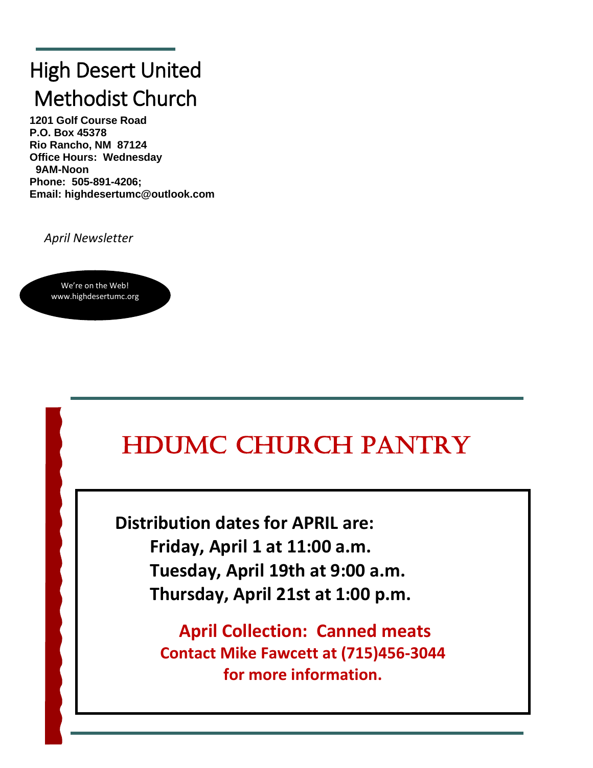# High Desert United Methodist Church

**1201 Golf Course Road**
**P.O. Box 45378**
**Rio Rancho, NM 87124**
**Office Hours: Wednesday 9AM-Noon**
**Phone: 505-891-4206;**
**Email: highdesertumc@outlook.com**

*April Newsletter*

We're on the Web!
www.highdesertumc.org

## HDUMC CHURCH PANTRY

**Distribution dates for APRIL are:**

**Friday, April 1 at 11:00 a.m.**
**Tuesday, April 19th at 9:00 a.m.**
**Thursday, April 21st at 1:00 p.m.**

**April Collection: Canned meats**
**Contact Mike Fawcett at (715)456-3044 for more information.**